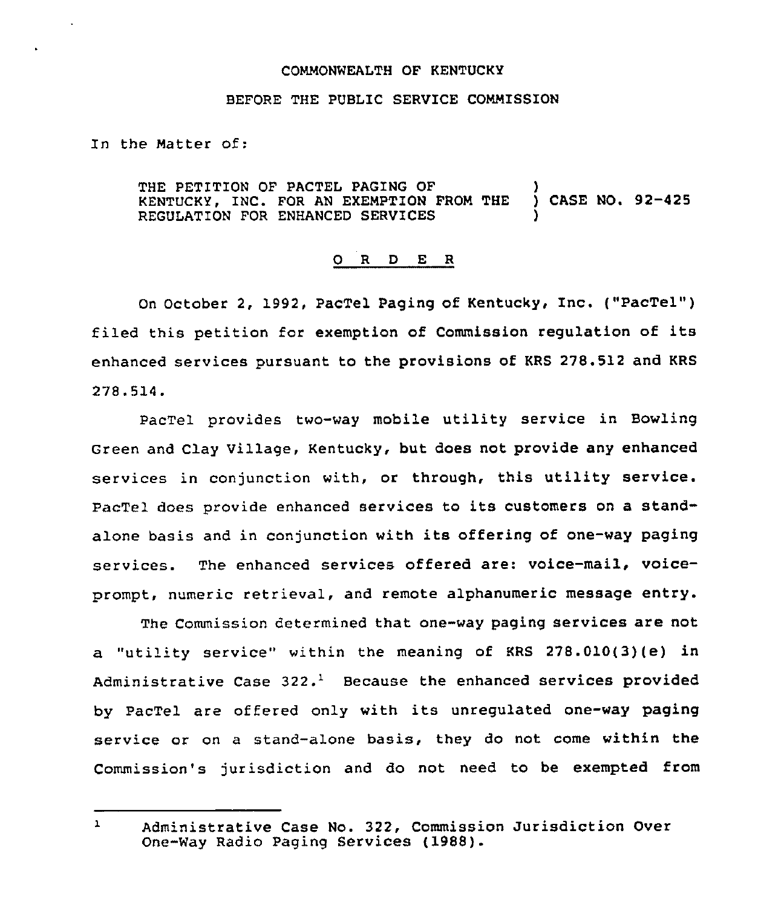COMMONWEALTH OF KENTUCKY

BEFORE THE PUBLIC SERVICE COMMISSION

In the Matter of:

THE PETITION OF PACTEL PAGING OF KENTUCKY, INC. FOR AN EXEMPTION FROM THE REGULATION FOR ENHANCED SERVICES ) CASE NO. 92-425

## O R D E R

On October 2, 1992, PacTel Paging of Kentucky, Inc. ("PacTel") filed this petition for exemption of Commission regulation of its enhanced services pursuant to the provisions of KRS 278.512 and KRS 278.514.

PacTel provides two-way mobile utility service in Bowling Green and Clay Village, Kentucky, but does not provide any enhanced services in conjunction with, or through, this utility service. PacTel does provide enhanced services to its customers on a stand-alone basis and in conjunction with its offering of one-way paging services. The enhanced services offered are: voice-mail, voice-prompt, numeric retrieval, and remote alphanumeric message entry.

The Commission determined that one-way paging services are not a "utility service" within the meaning of KRS 278.010(3)(e) in Administrative Case 322.[1] Because the enhanced services provided by PacTel are offered only with its unregulated one-way paging service or on a stand-alone basis, they do not come within the Commission's jurisdiction and do not need to be exempted from

[1] Administrative Case No. 322, Commission Jurisdiction Over One-Way Radio Paging Services (1988).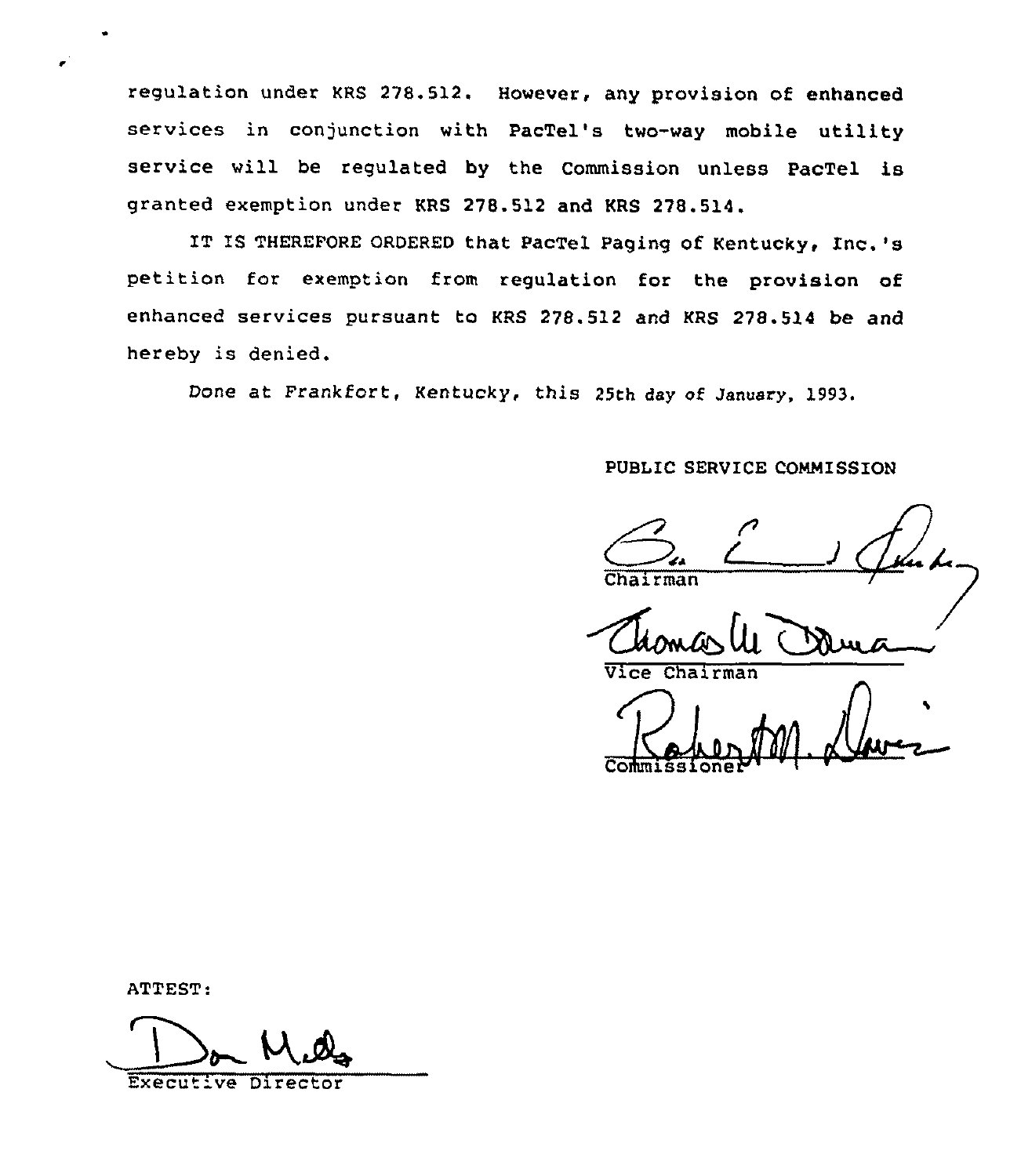regulation under KRS 278.512. However, any provision of enhanced services in conjunction with PacTel's two-way mobile utility service will be regulated by the Commission unless PacTel is granted exemption under KRS 278.512 and KRS 278.514.

IT IS THEREFORE ORDERED that PacTel Paging of Kentucky, Inc.'s petition for exemption from regulation for the provision of enhanced services pursuant to KRS 278.512 and KRS 278.514 be and hereby is denied.

Done at Frankfort, Kentucky, this 25th day of January, 1993.

PUBLIC SERVICE COMMISSION

Chairman

Vice Chairman

Commissioner

ATTEST:

Executive Director